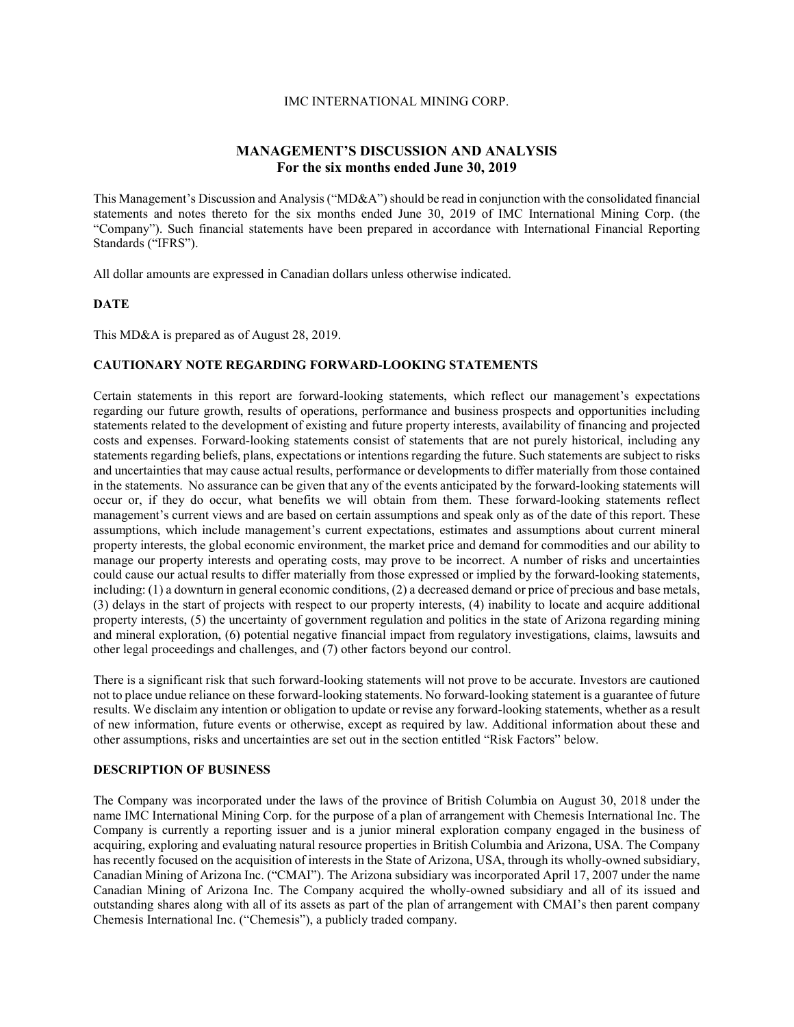IMC INTERNATIONAL MINING CORP.

# MANAGEMENT'S DISCUSSION AND ANALYSIS
## For the six months ended June 30, 2019

This Management's Discussion and Analysis ("MD&A") should be read in conjunction with the consolidated financial statements and notes thereto for the six months ended June 30, 2019 of IMC International Mining Corp. (the "Company"). Such financial statements have been prepared in accordance with International Financial Reporting Standards ("IFRS").

All dollar amounts are expressed in Canadian dollars unless otherwise indicated.

### DATE

This MD&A is prepared as of August 28, 2019.

### CAUTIONARY NOTE REGARDING FORWARD-LOOKING STATEMENTS

Certain statements in this report are forward-looking statements, which reflect our management's expectations regarding our future growth, results of operations, performance and business prospects and opportunities including statements related to the development of existing and future property interests, availability of financing and projected costs and expenses. Forward-looking statements consist of statements that are not purely historical, including any statements regarding beliefs, plans, expectations or intentions regarding the future. Such statements are subject to risks and uncertainties that may cause actual results, performance or developments to differ materially from those contained in the statements. No assurance can be given that any of the events anticipated by the forward-looking statements will occur or, if they do occur, what benefits we will obtain from them. These forward-looking statements reflect management's current views and are based on certain assumptions and speak only as of the date of this report. These assumptions, which include management's current expectations, estimates and assumptions about current mineral property interests, the global economic environment, the market price and demand for commodities and our ability to manage our property interests and operating costs, may prove to be incorrect. A number of risks and uncertainties could cause our actual results to differ materially from those expressed or implied by the forward-looking statements, including: (1) a downturn in general economic conditions, (2) a decreased demand or price of precious and base metals, (3) delays in the start of projects with respect to our property interests, (4) inability to locate and acquire additional property interests, (5) the uncertainty of government regulation and politics in the state of Arizona regarding mining and mineral exploration, (6) potential negative financial impact from regulatory investigations, claims, lawsuits and other legal proceedings and challenges, and (7) other factors beyond our control.

There is a significant risk that such forward-looking statements will not prove to be accurate. Investors are cautioned not to place undue reliance on these forward-looking statements. No forward-looking statement is a guarantee of future results. We disclaim any intention or obligation to update or revise any forward-looking statements, whether as a result of new information, future events or otherwise, except as required by law. Additional information about these and other assumptions, risks and uncertainties are set out in the section entitled "Risk Factors" below.

### DESCRIPTION OF BUSINESS

The Company was incorporated under the laws of the province of British Columbia on August 30, 2018 under the name IMC International Mining Corp. for the purpose of a plan of arrangement with Chemesis International Inc. The Company is currently a reporting issuer and is a junior mineral exploration company engaged in the business of acquiring, exploring and evaluating natural resource properties in British Columbia and Arizona, USA. The Company has recently focused on the acquisition of interests in the State of Arizona, USA, through its wholly-owned subsidiary, Canadian Mining of Arizona Inc. ("CMAI"). The Arizona subsidiary was incorporated April 17, 2007 under the name Canadian Mining of Arizona Inc. The Company acquired the wholly-owned subsidiary and all of its issued and outstanding shares along with all of its assets as part of the plan of arrangement with CMAI's then parent company Chemesis International Inc. ("Chemesis"), a publicly traded company.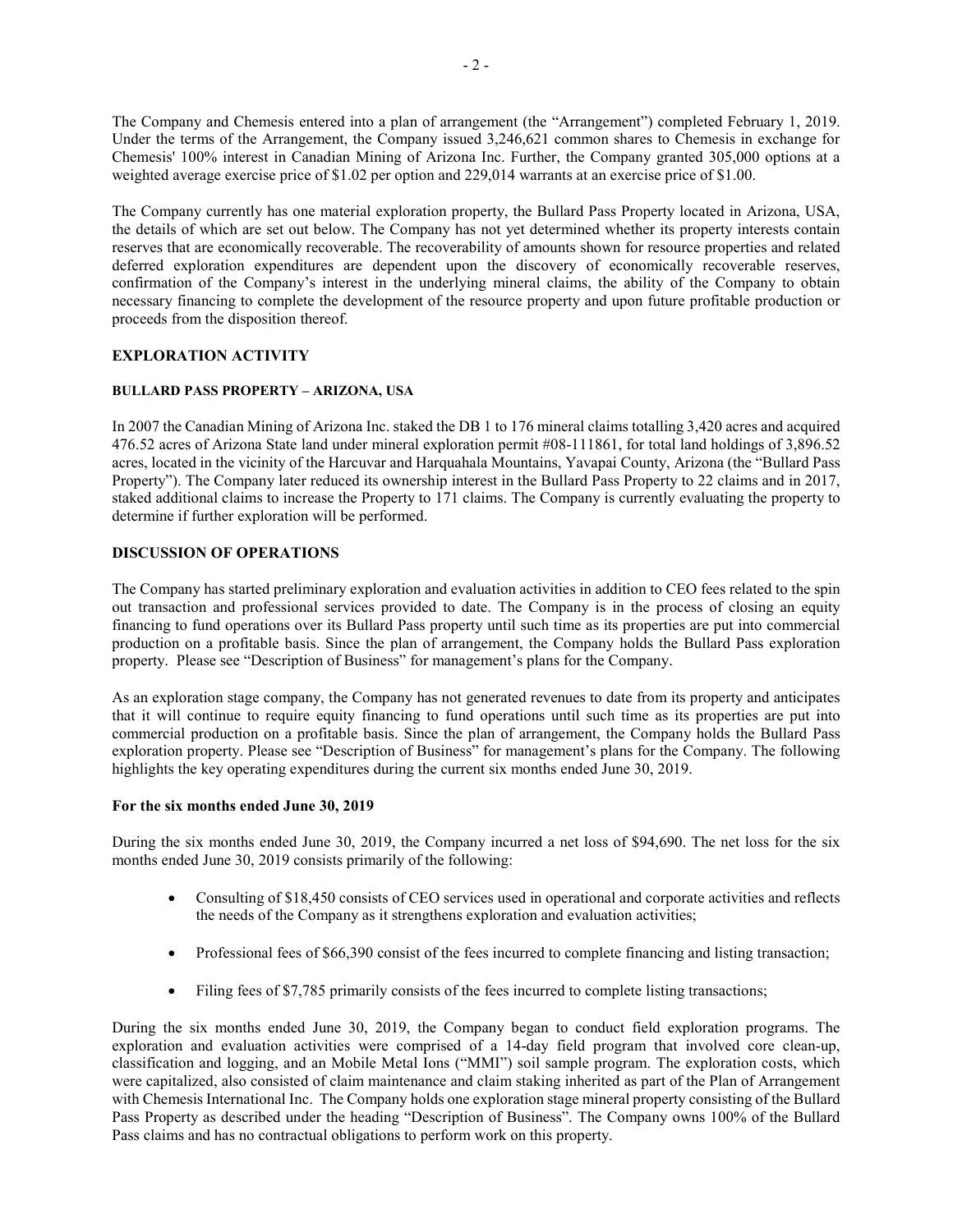The Company and Chemesis entered into a plan of arrangement (the "Arrangement") completed February 1, 2019. Under the terms of the Arrangement, the Company issued 3,246,621 common shares to Chemesis in exchange for Chemesis' 100% interest in Canadian Mining of Arizona Inc. Further, the Company granted 305,000 options at a weighted average exercise price of $1.02 per option and 229,014 warrants at an exercise price of $1.00.

The Company currently has one material exploration property, the Bullard Pass Property located in Arizona, USA, the details of which are set out below. The Company has not yet determined whether its property interests contain reserves that are economically recoverable. The recoverability of amounts shown for resource properties and related deferred exploration expenditures are dependent upon the discovery of economically recoverable reserves, confirmation of the Company's interest in the underlying mineral claims, the ability of the Company to obtain necessary financing to complete the development of the resource property and upon future profitable production or proceeds from the disposition thereof.

## EXPLORATION ACTIVITY

### BULLARD PASS PROPERTY – ARIZONA, USA

In 2007 the Canadian Mining of Arizona Inc. staked the DB 1 to 176 mineral claims totalling 3,420 acres and acquired 476.52 acres of Arizona State land under mineral exploration permit #08-111861, for total land holdings of 3,896.52 acres, located in the vicinity of the Harcuvar and Harquahala Mountains, Yavapai County, Arizona (the "Bullard Pass Property"). The Company later reduced its ownership interest in the Bullard Pass Property to 22 claims and in 2017, staked additional claims to increase the Property to 171 claims. The Company is currently evaluating the property to determine if further exploration will be performed.

## DISCUSSION OF OPERATIONS

The Company has started preliminary exploration and evaluation activities in addition to CEO fees related to the spin out transaction and professional services provided to date. The Company is in the process of closing an equity financing to fund operations over its Bullard Pass property until such time as its properties are put into commercial production on a profitable basis. Since the plan of arrangement, the Company holds the Bullard Pass exploration property. Please see "Description of Business" for management's plans for the Company.

As an exploration stage company, the Company has not generated revenues to date from its property and anticipates that it will continue to require equity financing to fund operations until such time as its properties are put into commercial production on a profitable basis. Since the plan of arrangement, the Company holds the Bullard Pass exploration property. Please see "Description of Business" for management's plans for the Company. The following highlights the key operating expenditures during the current six months ended June 30, 2019.

**For the six months ended June 30, 2019**

During the six months ended June 30, 2019, the Company incurred a net loss of $94,690. The net loss for the six months ended June 30, 2019 consists primarily of the following:

- Consulting of $18,450 consists of CEO services used in operational and corporate activities and reflects the needs of the Company as it strengthens exploration and evaluation activities;
- Professional fees of $66,390 consist of the fees incurred to complete financing and listing transaction;
- Filing fees of $7,785 primarily consists of the fees incurred to complete listing transactions;

During the six months ended June 30, 2019, the Company began to conduct field exploration programs. The exploration and evaluation activities were comprised of a 14-day field program that involved core clean-up, classification and logging, and an Mobile Metal Ions ("MMI") soil sample program. The exploration costs, which were capitalized, also consisted of claim maintenance and claim staking inherited as part of the Plan of Arrangement with Chemesis International Inc. The Company holds one exploration stage mineral property consisting of the Bullard Pass Property as described under the heading "Description of Business". The Company owns 100% of the Bullard Pass claims and has no contractual obligations to perform work on this property.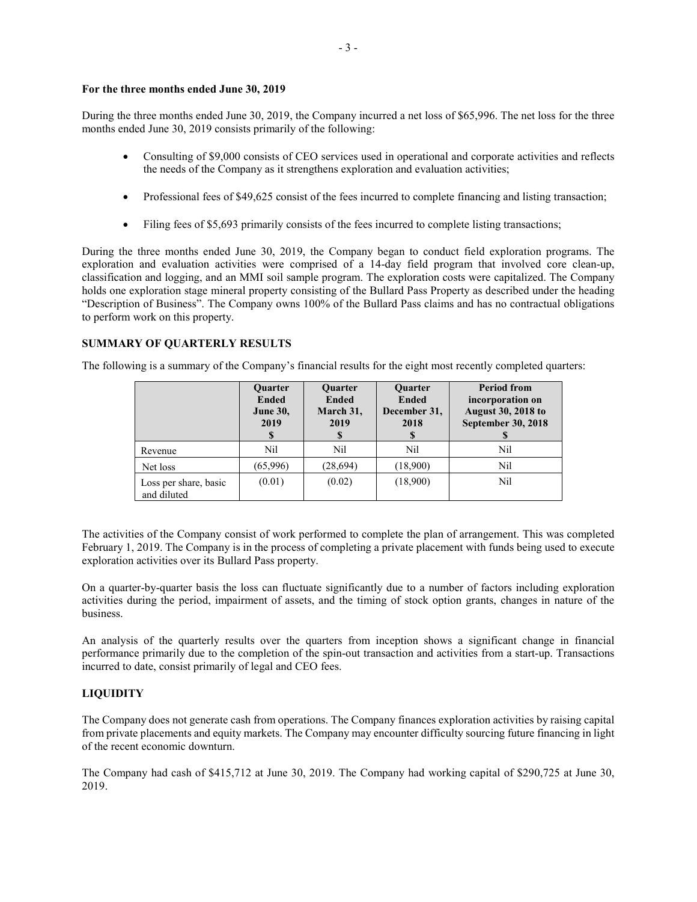**For the three months ended June 30, 2019**

During the three months ended June 30, 2019, the Company incurred a net loss of $65,996. The net loss for the three months ended June 30, 2019 consists primarily of the following:

- Consulting of $9,000 consists of CEO services used in operational and corporate activities and reflects the needs of the Company as it strengthens exploration and evaluation activities;
- Professional fees of $49,625 consist of the fees incurred to complete financing and listing transaction;
- Filing fees of $5,693 primarily consists of the fees incurred to complete listing transactions;

During the three months ended June 30, 2019, the Company began to conduct field exploration programs. The exploration and evaluation activities were comprised of a 14-day field program that involved core clean-up, classification and logging, and an MMI soil sample program. The exploration costs were capitalized. The Company holds one exploration stage mineral property consisting of the Bullard Pass Property as described under the heading "Description of Business". The Company owns 100% of the Bullard Pass claims and has no contractual obligations to perform work on this property.

## SUMMARY OF QUARTERLY RESULTS

The following is a summary of the Company's financial results for the eight most recently completed quarters:

| | Quarter Ended June 30, 2019 $ | Quarter Ended March 31, 2019 $ | Quarter Ended December 31, 2018 $ | Period from incorporation on August 30, 2018 to September 30, 2018 $ |
|---|---|---|---|---|
| Revenue | Nil | Nil | Nil | Nil |
| Net loss | (65,996) | (28,694) | (18,900) | Nil |
| Loss per share, basic and diluted | (0.01) | (0.02) | (18,900) | Nil |

The activities of the Company consist of work performed to complete the plan of arrangement. This was completed February 1, 2019. The Company is in the process of completing a private placement with funds being used to execute exploration activities over its Bullard Pass property.

On a quarter-by-quarter basis the loss can fluctuate significantly due to a number of factors including exploration activities during the period, impairment of assets, and the timing of stock option grants, changes in nature of the business.

An analysis of the quarterly results over the quarters from inception shows a significant change in financial performance primarily due to the completion of the spin-out transaction and activities from a start-up. Transactions incurred to date, consist primarily of legal and CEO fees.

## LIQUIDITY

The Company does not generate cash from operations. The Company finances exploration activities by raising capital from private placements and equity markets. The Company may encounter difficulty sourcing future financing in light of the recent economic downturn.

The Company had cash of $415,712 at June 30, 2019. The Company had working capital of $290,725 at June 30, 2019.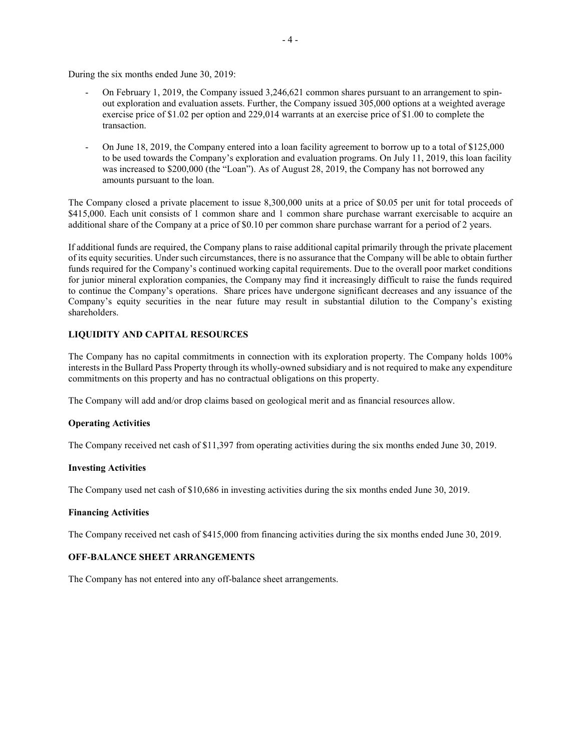During the six months ended June 30, 2019:

- On February 1, 2019, the Company issued 3,246,621 common shares pursuant to an arrangement to spin-out exploration and evaluation assets. Further, the Company issued 305,000 options at a weighted average exercise price of $1.02 per option and 229,014 warrants at an exercise price of $1.00 to complete the transaction.
- On June 18, 2019, the Company entered into a loan facility agreement to borrow up to a total of $125,000 to be used towards the Company's exploration and evaluation programs. On July 11, 2019, this loan facility was increased to $200,000 (the "Loan"). As of August 28, 2019, the Company has not borrowed any amounts pursuant to the loan.

The Company closed a private placement to issue 8,300,000 units at a price of $0.05 per unit for total proceeds of $415,000. Each unit consists of 1 common share and 1 common share purchase warrant exercisable to acquire an additional share of the Company at a price of $0.10 per common share purchase warrant for a period of 2 years.

If additional funds are required, the Company plans to raise additional capital primarily through the private placement of its equity securities. Under such circumstances, there is no assurance that the Company will be able to obtain further funds required for the Company's continued working capital requirements. Due to the overall poor market conditions for junior mineral exploration companies, the Company may find it increasingly difficult to raise the funds required to continue the Company's operations. Share prices have undergone significant decreases and any issuance of the Company's equity securities in the near future may result in substantial dilution to the Company's existing shareholders.

## LIQUIDITY AND CAPITAL RESOURCES

The Company has no capital commitments in connection with its exploration property. The Company holds 100% interests in the Bullard Pass Property through its wholly-owned subsidiary and is not required to make any expenditure commitments on this property and has no contractual obligations on this property.

The Company will add and/or drop claims based on geological merit and as financial resources allow.

### Operating Activities

The Company received net cash of $11,397 from operating activities during the six months ended June 30, 2019.

### Investing Activities

The Company used net cash of $10,686 in investing activities during the six months ended June 30, 2019.

### Financing Activities

The Company received net cash of $415,000 from financing activities during the six months ended June 30, 2019.

## OFF-BALANCE SHEET ARRANGEMENTS

The Company has not entered into any off-balance sheet arrangements.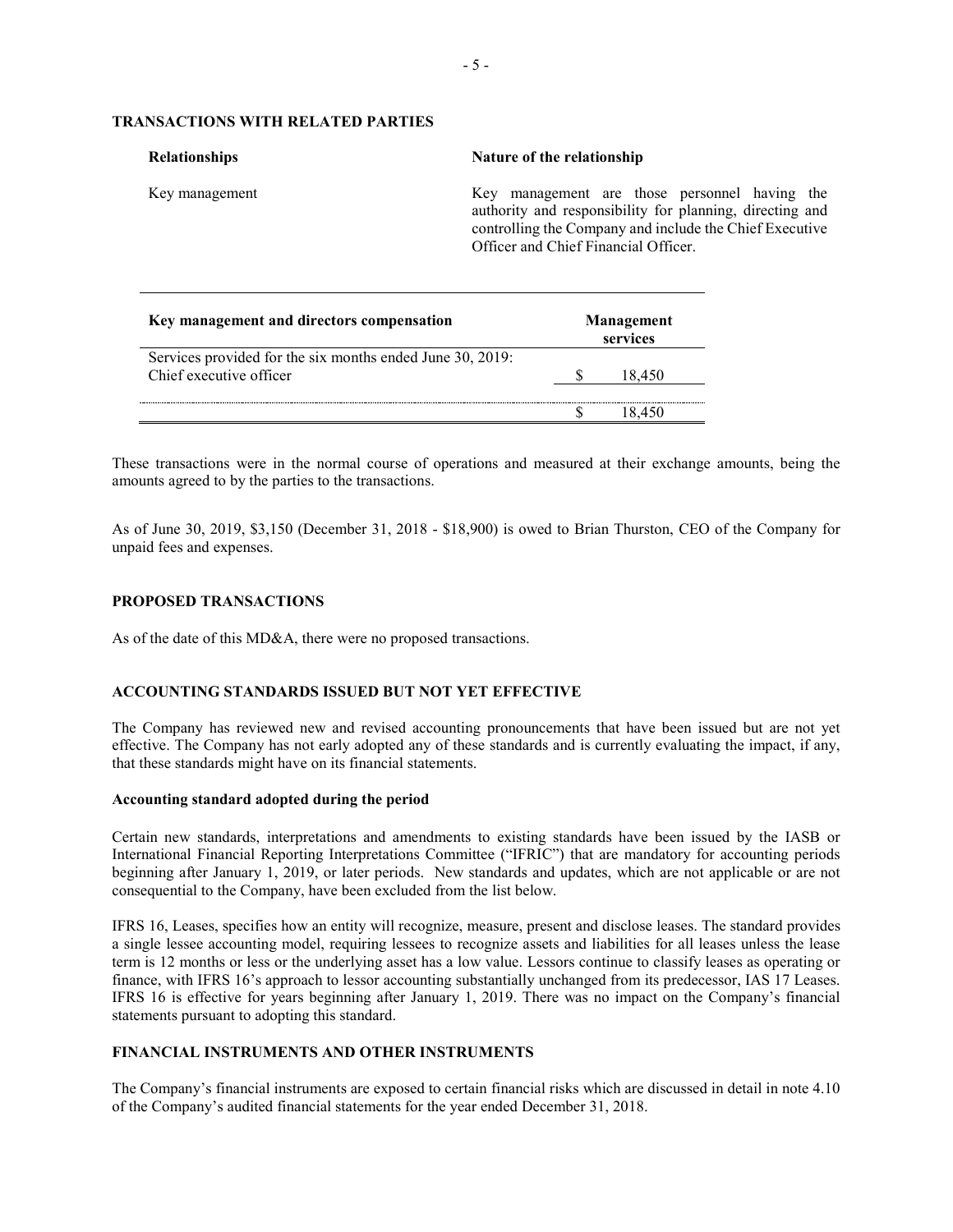## TRANSACTIONS WITH RELATED PARTIES

| Relationships | Nature of the relationship |
|---|---|
| Key management | Key management are those personnel having the authority and responsibility for planning, directing and controlling the Company and include the Chief Executive Officer and Chief Financial Officer. |

| Key management and directors compensation | Management services |
|---|---|
| Services provided for the six months ended June 30, 2019: | |
| Chief executive officer | $ 18,450 |
| | $ 18,450 |

These transactions were in the normal course of operations and measured at their exchange amounts, being the amounts agreed to by the parties to the transactions.

As of June 30, 2019, $3,150 (December 31, 2018 - $18,900) is owed to Brian Thurston, CEO of the Company for unpaid fees and expenses.

## PROPOSED TRANSACTIONS

As of the date of this MD&A, there were no proposed transactions.

## ACCOUNTING STANDARDS ISSUED BUT NOT YET EFFECTIVE

The Company has reviewed new and revised accounting pronouncements that have been issued but are not yet effective. The Company has not early adopted any of these standards and is currently evaluating the impact, if any, that these standards might have on its financial statements.

### Accounting standard adopted during the period

Certain new standards, interpretations and amendments to existing standards have been issued by the IASB or International Financial Reporting Interpretations Committee ("IFRIC") that are mandatory for accounting periods beginning after January 1, 2019, or later periods. New standards and updates, which are not applicable or are not consequential to the Company, have been excluded from the list below.

IFRS 16, Leases, specifies how an entity will recognize, measure, present and disclose leases. The standard provides a single lessee accounting model, requiring lessees to recognize assets and liabilities for all leases unless the lease term is 12 months or less or the underlying asset has a low value. Lessors continue to classify leases as operating or finance, with IFRS 16's approach to lessor accounting substantially unchanged from its predecessor, IAS 17 Leases. IFRS 16 is effective for years beginning after January 1, 2019. There was no impact on the Company's financial statements pursuant to adopting this standard.

## FINANCIAL INSTRUMENTS AND OTHER INSTRUMENTS

The Company's financial instruments are exposed to certain financial risks which are discussed in detail in note 4.10 of the Company's audited financial statements for the year ended December 31, 2018.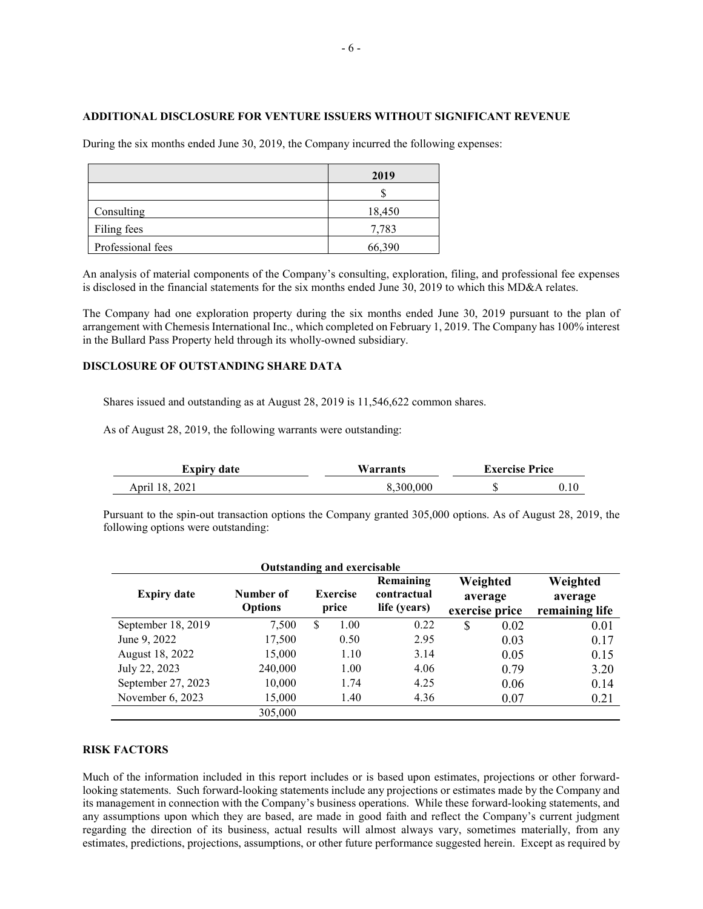## ADDITIONAL DISCLOSURE FOR VENTURE ISSUERS WITHOUT SIGNIFICANT REVENUE

During the six months ended June 30, 2019, the Company incurred the following expenses:

| | 2019 |
|---|---|
| | $ |
| Consulting | 18,450 |
| Filing fees | 7,783 |
| Professional fees | 66,390 |

An analysis of material components of the Company's consulting, exploration, filing, and professional fee expenses is disclosed in the financial statements for the six months ended June 30, 2019 to which this MD&A relates.

The Company had one exploration property during the six months ended June 30, 2019 pursuant to the plan of arrangement with Chemesis International Inc., which completed on February 1, 2019. The Company has 100% interest in the Bullard Pass Property held through its wholly-owned subsidiary.

## DISCLOSURE OF OUTSTANDING SHARE DATA

Shares issued and outstanding as at August 28, 2019 is 11,546,622 common shares.

As of August 28, 2019, the following warrants were outstanding:

| Expiry date | Warrants | Exercise Price |
|---|---|---|
| April 18, 2021 | 8,300,000 | $ 0.10 |

Pursuant to the spin-out transaction options the Company granted 305,000 options. As of August 28, 2019, the following options were outstanding:

| Outstanding and exercisable | | | | | |
|---|---|---|---|---|---|
| Expiry date | Number of Options | Exercise price | Remaining contractual life (years) | Weighted average exercise price | Weighted average remaining life |
| September 18, 2019 | 7,500 | $ 1.00 | 0.22 | $ 0.02 | 0.01 |
| June 9, 2022 | 17,500 | 0.50 | 2.95 | 0.03 | 0.17 |
| August 18, 2022 | 15,000 | 1.10 | 3.14 | 0.05 | 0.15 |
| July 22, 2023 | 240,000 | 1.00 | 4.06 | 0.79 | 3.20 |
| September 27, 2023 | 10,000 | 1.74 | 4.25 | 0.06 | 0.14 |
| November 6, 2023 | 15,000 | 1.40 | 4.36 | 0.07 | 0.21 |
| | 305,000 | | | | |

## RISK FACTORS

Much of the information included in this report includes or is based upon estimates, projections or other forward-looking statements. Such forward-looking statements include any projections or estimates made by the Company and its management in connection with the Company's business operations. While these forward-looking statements, and any assumptions upon which they are based, are made in good faith and reflect the Company's current judgment regarding the direction of its business, actual results will almost always vary, sometimes materially, from any estimates, predictions, projections, assumptions, or other future performance suggested herein. Except as required by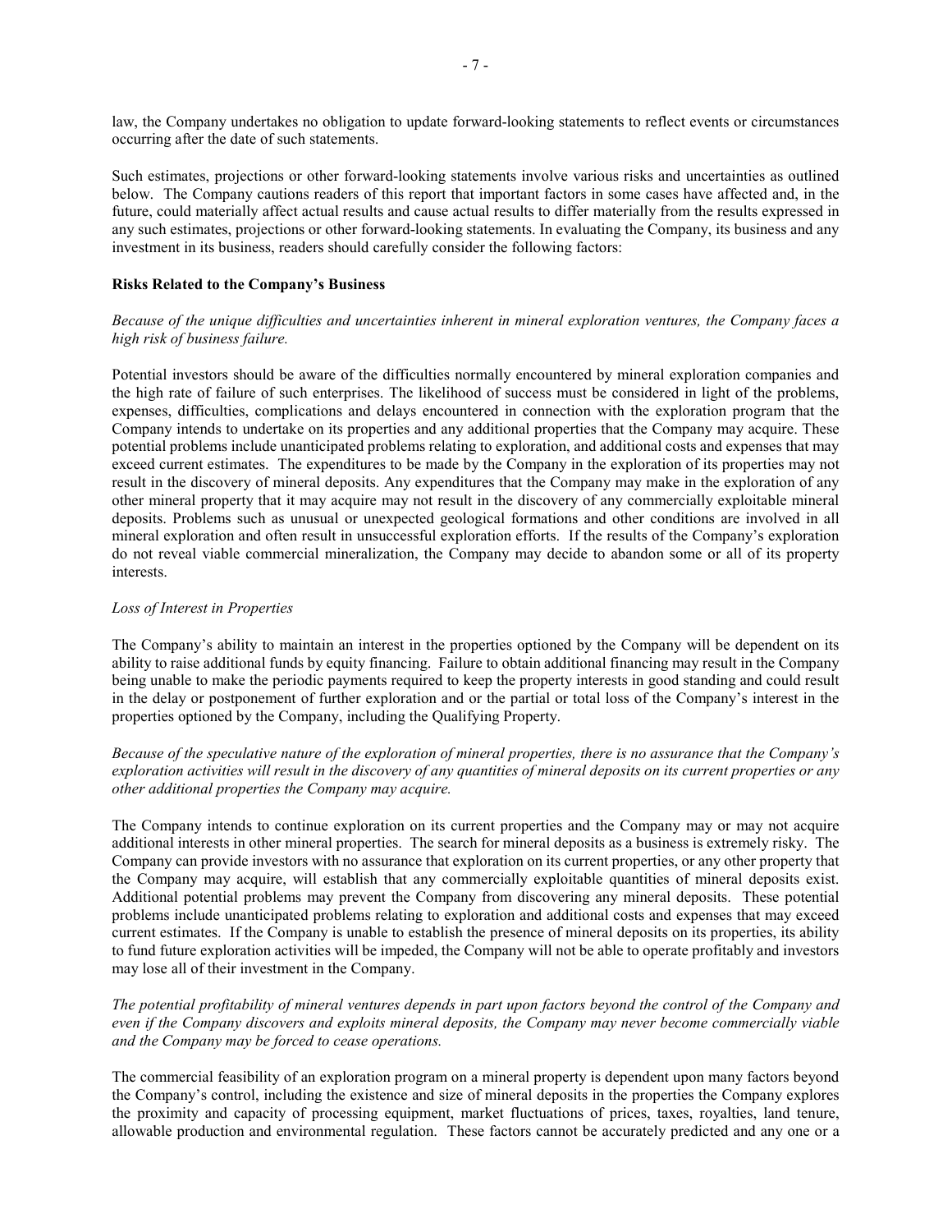law, the Company undertakes no obligation to update forward-looking statements to reflect events or circumstances occurring after the date of such statements.

Such estimates, projections or other forward-looking statements involve various risks and uncertainties as outlined below. The Company cautions readers of this report that important factors in some cases have affected and, in the future, could materially affect actual results and cause actual results to differ materially from the results expressed in any such estimates, projections or other forward-looking statements. In evaluating the Company, its business and any investment in its business, readers should carefully consider the following factors:

**Risks Related to the Company's Business**

*Because of the unique difficulties and uncertainties inherent in mineral exploration ventures, the Company faces a high risk of business failure.*

Potential investors should be aware of the difficulties normally encountered by mineral exploration companies and the high rate of failure of such enterprises. The likelihood of success must be considered in light of the problems, expenses, difficulties, complications and delays encountered in connection with the exploration program that the Company intends to undertake on its properties and any additional properties that the Company may acquire. These potential problems include unanticipated problems relating to exploration, and additional costs and expenses that may exceed current estimates. The expenditures to be made by the Company in the exploration of its properties may not result in the discovery of mineral deposits. Any expenditures that the Company may make in the exploration of any other mineral property that it may acquire may not result in the discovery of any commercially exploitable mineral deposits. Problems such as unusual or unexpected geological formations and other conditions are involved in all mineral exploration and often result in unsuccessful exploration efforts. If the results of the Company's exploration do not reveal viable commercial mineralization, the Company may decide to abandon some or all of its property interests.

*Loss of Interest in Properties*

The Company's ability to maintain an interest in the properties optioned by the Company will be dependent on its ability to raise additional funds by equity financing. Failure to obtain additional financing may result in the Company being unable to make the periodic payments required to keep the property interests in good standing and could result in the delay or postponement of further exploration and or the partial or total loss of the Company's interest in the properties optioned by the Company, including the Qualifying Property.

*Because of the speculative nature of the exploration of mineral properties, there is no assurance that the Company's exploration activities will result in the discovery of any quantities of mineral deposits on its current properties or any other additional properties the Company may acquire.*

The Company intends to continue exploration on its current properties and the Company may or may not acquire additional interests in other mineral properties. The search for mineral deposits as a business is extremely risky. The Company can provide investors with no assurance that exploration on its current properties, or any other property that the Company may acquire, will establish that any commercially exploitable quantities of mineral deposits exist. Additional potential problems may prevent the Company from discovering any mineral deposits. These potential problems include unanticipated problems relating to exploration and additional costs and expenses that may exceed current estimates. If the Company is unable to establish the presence of mineral deposits on its properties, its ability to fund future exploration activities will be impeded, the Company will not be able to operate profitably and investors may lose all of their investment in the Company.

*The potential profitability of mineral ventures depends in part upon factors beyond the control of the Company and even if the Company discovers and exploits mineral deposits, the Company may never become commercially viable and the Company may be forced to cease operations.*

The commercial feasibility of an exploration program on a mineral property is dependent upon many factors beyond the Company's control, including the existence and size of mineral deposits in the properties the Company explores the proximity and capacity of processing equipment, market fluctuations of prices, taxes, royalties, land tenure, allowable production and environmental regulation. These factors cannot be accurately predicted and any one or a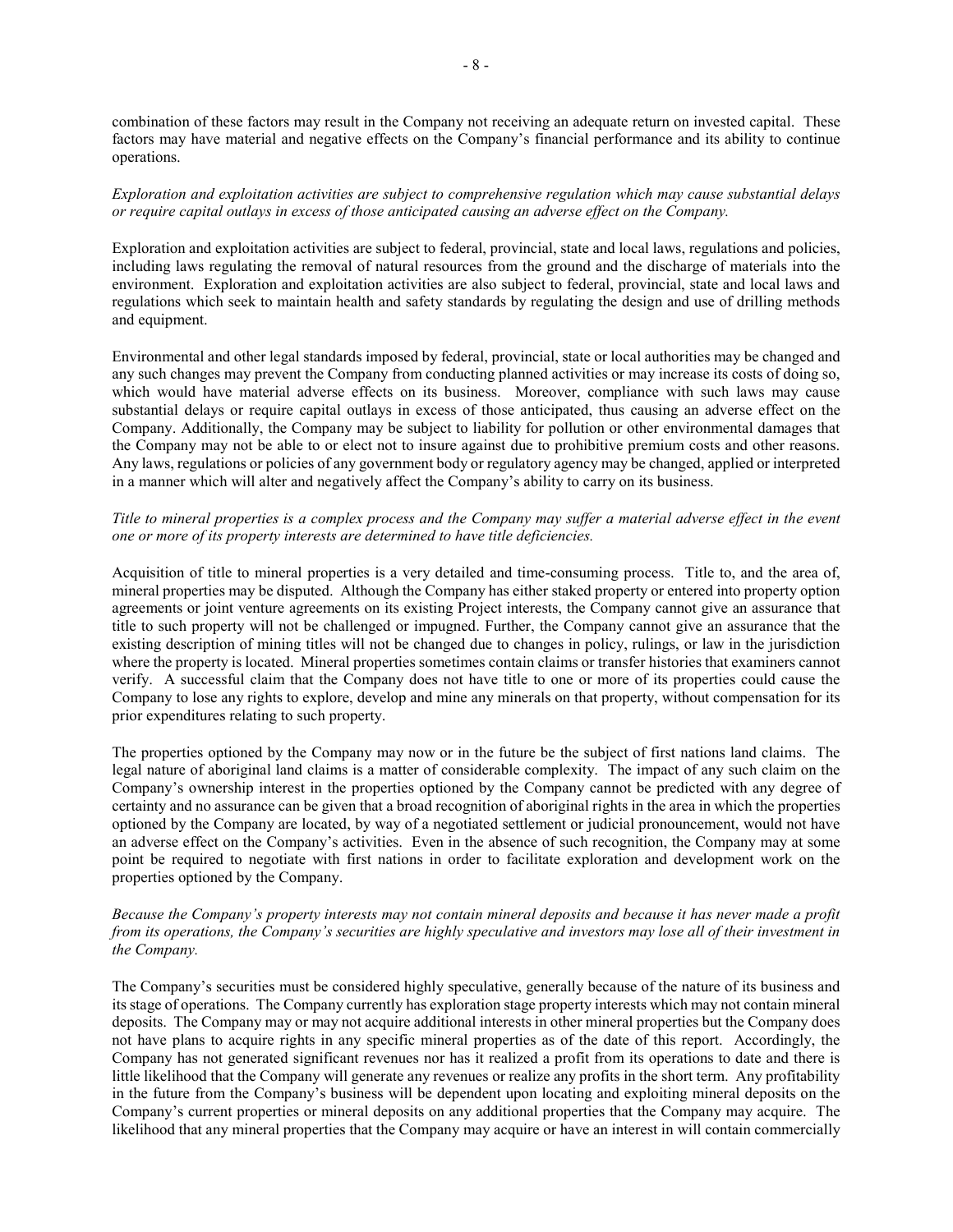combination of these factors may result in the Company not receiving an adequate return on invested capital. These factors may have material and negative effects on the Company's financial performance and its ability to continue operations.

*Exploration and exploitation activities are subject to comprehensive regulation which may cause substantial delays or require capital outlays in excess of those anticipated causing an adverse effect on the Company.*

Exploration and exploitation activities are subject to federal, provincial, state and local laws, regulations and policies, including laws regulating the removal of natural resources from the ground and the discharge of materials into the environment. Exploration and exploitation activities are also subject to federal, provincial, state and local laws and regulations which seek to maintain health and safety standards by regulating the design and use of drilling methods and equipment.

Environmental and other legal standards imposed by federal, provincial, state or local authorities may be changed and any such changes may prevent the Company from conducting planned activities or may increase its costs of doing so, which would have material adverse effects on its business. Moreover, compliance with such laws may cause substantial delays or require capital outlays in excess of those anticipated, thus causing an adverse effect on the Company. Additionally, the Company may be subject to liability for pollution or other environmental damages that the Company may not be able to or elect not to insure against due to prohibitive premium costs and other reasons. Any laws, regulations or policies of any government body or regulatory agency may be changed, applied or interpreted in a manner which will alter and negatively affect the Company's ability to carry on its business.

*Title to mineral properties is a complex process and the Company may suffer a material adverse effect in the event one or more of its property interests are determined to have title deficiencies.*

Acquisition of title to mineral properties is a very detailed and time-consuming process. Title to, and the area of, mineral properties may be disputed. Although the Company has either staked property or entered into property option agreements or joint venture agreements on its existing Project interests, the Company cannot give an assurance that title to such property will not be challenged or impugned. Further, the Company cannot give an assurance that the existing description of mining titles will not be changed due to changes in policy, rulings, or law in the jurisdiction where the property is located. Mineral properties sometimes contain claims or transfer histories that examiners cannot verify. A successful claim that the Company does not have title to one or more of its properties could cause the Company to lose any rights to explore, develop and mine any minerals on that property, without compensation for its prior expenditures relating to such property.

The properties optioned by the Company may now or in the future be the subject of first nations land claims. The legal nature of aboriginal land claims is a matter of considerable complexity. The impact of any such claim on the Company's ownership interest in the properties optioned by the Company cannot be predicted with any degree of certainty and no assurance can be given that a broad recognition of aboriginal rights in the area in which the properties optioned by the Company are located, by way of a negotiated settlement or judicial pronouncement, would not have an adverse effect on the Company's activities. Even in the absence of such recognition, the Company may at some point be required to negotiate with first nations in order to facilitate exploration and development work on the properties optioned by the Company.

*Because the Company's property interests may not contain mineral deposits and because it has never made a profit from its operations, the Company's securities are highly speculative and investors may lose all of their investment in the Company.*

The Company's securities must be considered highly speculative, generally because of the nature of its business and its stage of operations. The Company currently has exploration stage property interests which may not contain mineral deposits. The Company may or may not acquire additional interests in other mineral properties but the Company does not have plans to acquire rights in any specific mineral properties as of the date of this report. Accordingly, the Company has not generated significant revenues nor has it realized a profit from its operations to date and there is little likelihood that the Company will generate any revenues or realize any profits in the short term. Any profitability in the future from the Company's business will be dependent upon locating and exploiting mineral deposits on the Company's current properties or mineral deposits on any additional properties that the Company may acquire. The likelihood that any mineral properties that the Company may acquire or have an interest in will contain commercially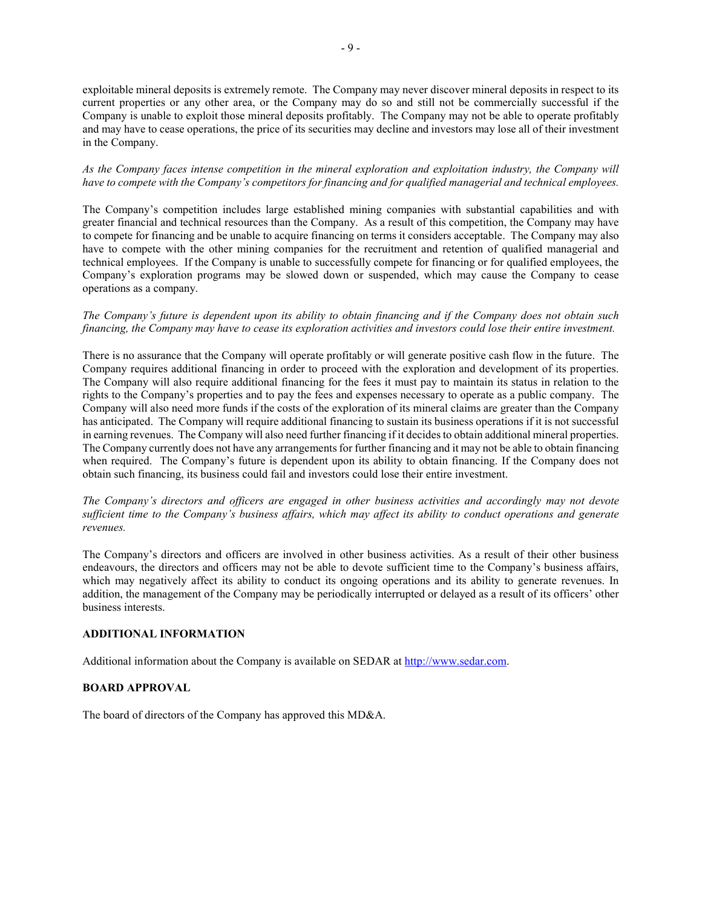exploitable mineral deposits is extremely remote. The Company may never discover mineral deposits in respect to its current properties or any other area, or the Company may do so and still not be commercially successful if the Company is unable to exploit those mineral deposits profitably. The Company may not be able to operate profitably and may have to cease operations, the price of its securities may decline and investors may lose all of their investment in the Company.

*As the Company faces intense competition in the mineral exploration and exploitation industry, the Company will have to compete with the Company's competitors for financing and for qualified managerial and technical employees.*

The Company's competition includes large established mining companies with substantial capabilities and with greater financial and technical resources than the Company. As a result of this competition, the Company may have to compete for financing and be unable to acquire financing on terms it considers acceptable. The Company may also have to compete with the other mining companies for the recruitment and retention of qualified managerial and technical employees. If the Company is unable to successfully compete for financing or for qualified employees, the Company's exploration programs may be slowed down or suspended, which may cause the Company to cease operations as a company.

*The Company's future is dependent upon its ability to obtain financing and if the Company does not obtain such financing, the Company may have to cease its exploration activities and investors could lose their entire investment.*

There is no assurance that the Company will operate profitably or will generate positive cash flow in the future. The Company requires additional financing in order to proceed with the exploration and development of its properties. The Company will also require additional financing for the fees it must pay to maintain its status in relation to the rights to the Company's properties and to pay the fees and expenses necessary to operate as a public company. The Company will also need more funds if the costs of the exploration of its mineral claims are greater than the Company has anticipated. The Company will require additional financing to sustain its business operations if it is not successful in earning revenues. The Company will also need further financing if it decides to obtain additional mineral properties. The Company currently does not have any arrangements for further financing and it may not be able to obtain financing when required. The Company's future is dependent upon its ability to obtain financing. If the Company does not obtain such financing, its business could fail and investors could lose their entire investment.

*The Company's directors and officers are engaged in other business activities and accordingly may not devote sufficient time to the Company's business affairs, which may affect its ability to conduct operations and generate revenues.*

The Company's directors and officers are involved in other business activities. As a result of their other business endeavours, the directors and officers may not be able to devote sufficient time to the Company's business affairs, which may negatively affect its ability to conduct its ongoing operations and its ability to generate revenues. In addition, the management of the Company may be periodically interrupted or delayed as a result of its officers' other business interests.

## ADDITIONAL INFORMATION

Additional information about the Company is available on SEDAR at http://www.sedar.com.

## BOARD APPROVAL

The board of directors of the Company has approved this MD&A.